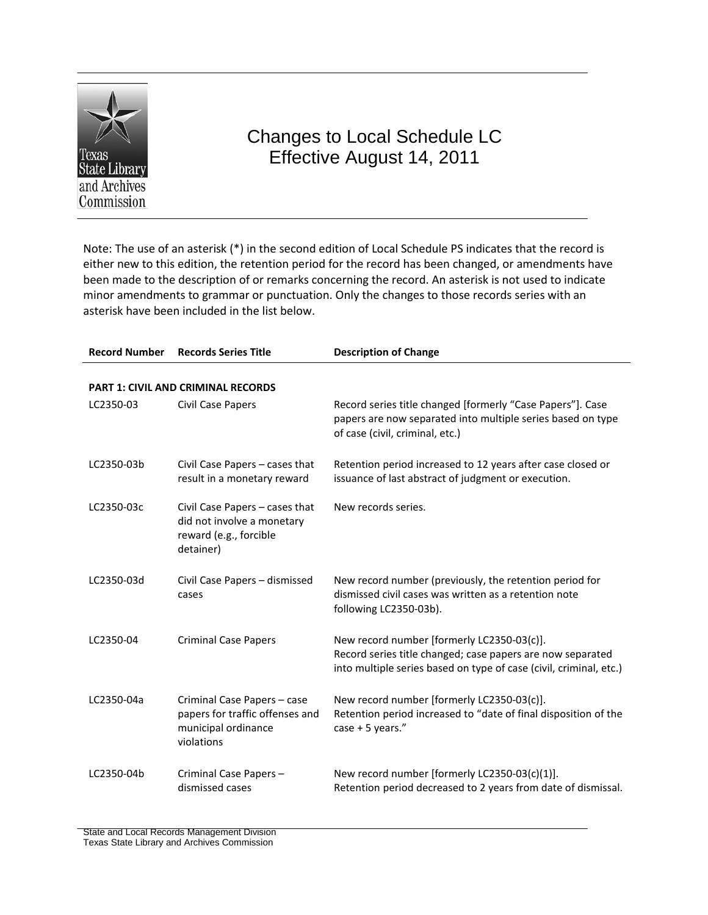# Changes to Local Schedule LC
## Effective August 14, 2011

Note: The use of an asterisk (*) in the second edition of Local Schedule PS indicates that the record is either new to this edition, the retention period for the record has been changed, or amendments have been made to the description of or remarks concerning the record. An asterisk is not used to indicate minor amendments to grammar or punctuation. Only the changes to those records series with an asterisk have been included in the list below.

| Record Number | Records Series Title | Description of Change |
|---|---|---|
| **PART 1: CIVIL AND CRIMINAL RECORDS** | | |
| LC2350-03 | Civil Case Papers | Record series title changed [formerly "Case Papers"]. Case papers are now separated into multiple series based on type of case (civil, criminal, etc.) |
| LC2350-03b | Civil Case Papers – cases that result in a monetary reward | Retention period increased to 12 years after case closed or issuance of last abstract of judgment or execution. |
| LC2350-03c | Civil Case Papers – cases that did not involve a monetary reward (e.g., forcible detainer) | New records series. |
| LC2350-03d | Civil Case Papers – dismissed cases | New record number (previously, the retention period for dismissed civil cases was written as a retention note following LC2350-03b). |
| LC2350-04 | Criminal Case Papers | New record number [formerly LC2350-03(c)]. Record series title changed; case papers are now separated into multiple series based on type of case (civil, criminal, etc.) |
| LC2350-04a | Criminal Case Papers – case papers for traffic offenses and municipal ordinance violations | New record number [formerly LC2350-03(c)]. Retention period increased to "date of final disposition of the case + 5 years." |
| LC2350-04b | Criminal Case Papers – dismissed cases | New record number [formerly LC2350-03(c)(1)]. Retention period decreased to 2 years from date of dismissal. |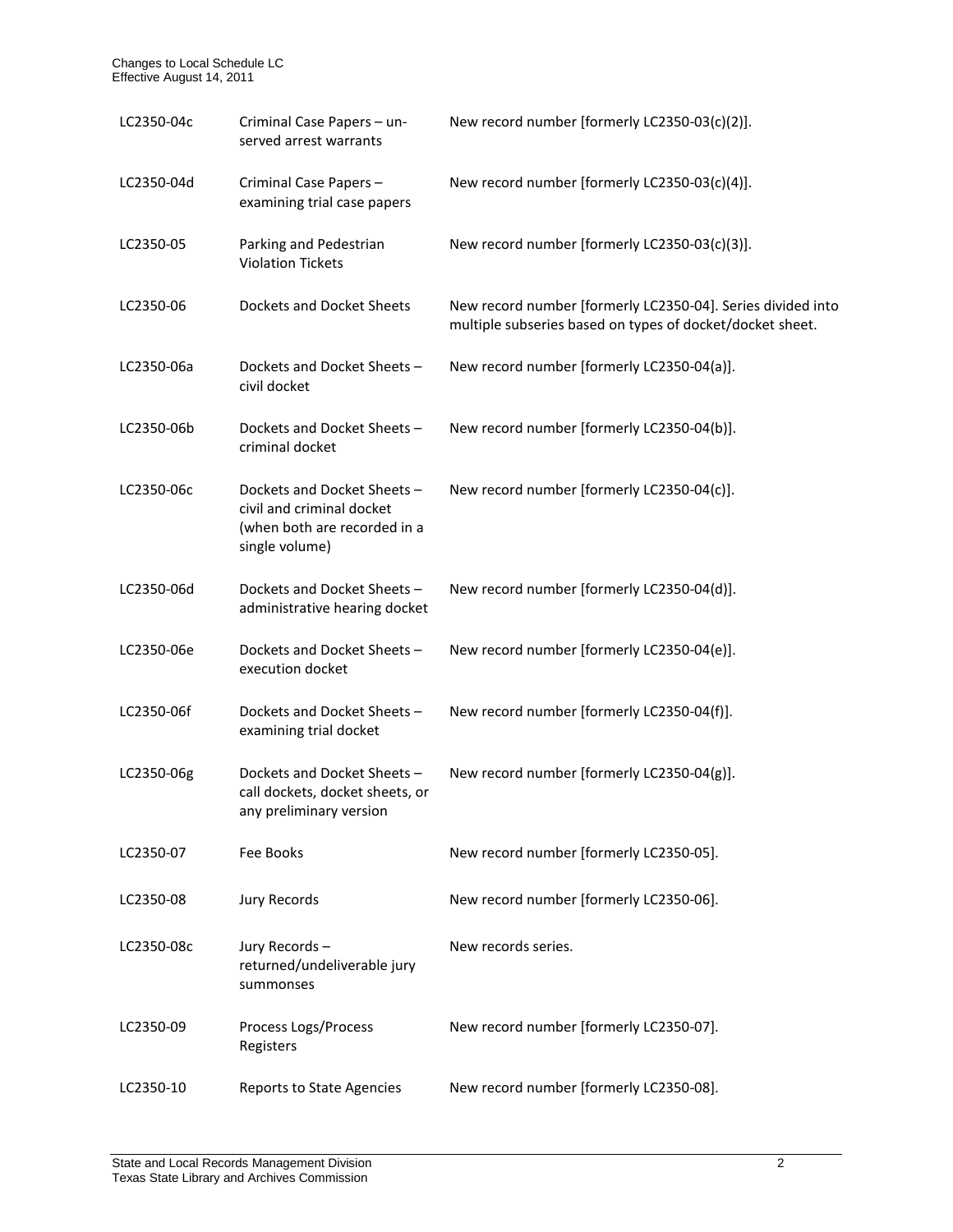| | | |
|---|---|---|
| LC2350-04c | Criminal Case Papers – un-served arrest warrants | New record number [formerly LC2350-03(c)(2)]. |
| LC2350-04d | Criminal Case Papers – examining trial case papers | New record number [formerly LC2350-03(c)(4)]. |
| LC2350-05 | Parking and Pedestrian Violation Tickets | New record number [formerly LC2350-03(c)(3)]. |
| LC2350-06 | Dockets and Docket Sheets | New record number [formerly LC2350-04]. Series divided into multiple subseries based on types of docket/docket sheet. |
| LC2350-06a | Dockets and Docket Sheets – civil docket | New record number [formerly LC2350-04(a)]. |
| LC2350-06b | Dockets and Docket Sheets – criminal docket | New record number [formerly LC2350-04(b)]. |
| LC2350-06c | Dockets and Docket Sheets – civil and criminal docket (when both are recorded in a single volume) | New record number [formerly LC2350-04(c)]. |
| LC2350-06d | Dockets and Docket Sheets – administrative hearing docket | New record number [formerly LC2350-04(d)]. |
| LC2350-06e | Dockets and Docket Sheets – execution docket | New record number [formerly LC2350-04(e)]. |
| LC2350-06f | Dockets and Docket Sheets – examining trial docket | New record number [formerly LC2350-04(f)]. |
| LC2350-06g | Dockets and Docket Sheets – call dockets, docket sheets, or any preliminary version | New record number [formerly LC2350-04(g)]. |
| LC2350-07 | Fee Books | New record number [formerly LC2350-05]. |
| LC2350-08 | Jury Records | New record number [formerly LC2350-06]. |
| LC2350-08c | Jury Records – returned/undeliverable jury summonses | New records series. |
| LC2350-09 | Process Logs/Process Registers | New record number [formerly LC2350-07]. |
| LC2350-10 | Reports to State Agencies | New record number [formerly LC2350-08]. |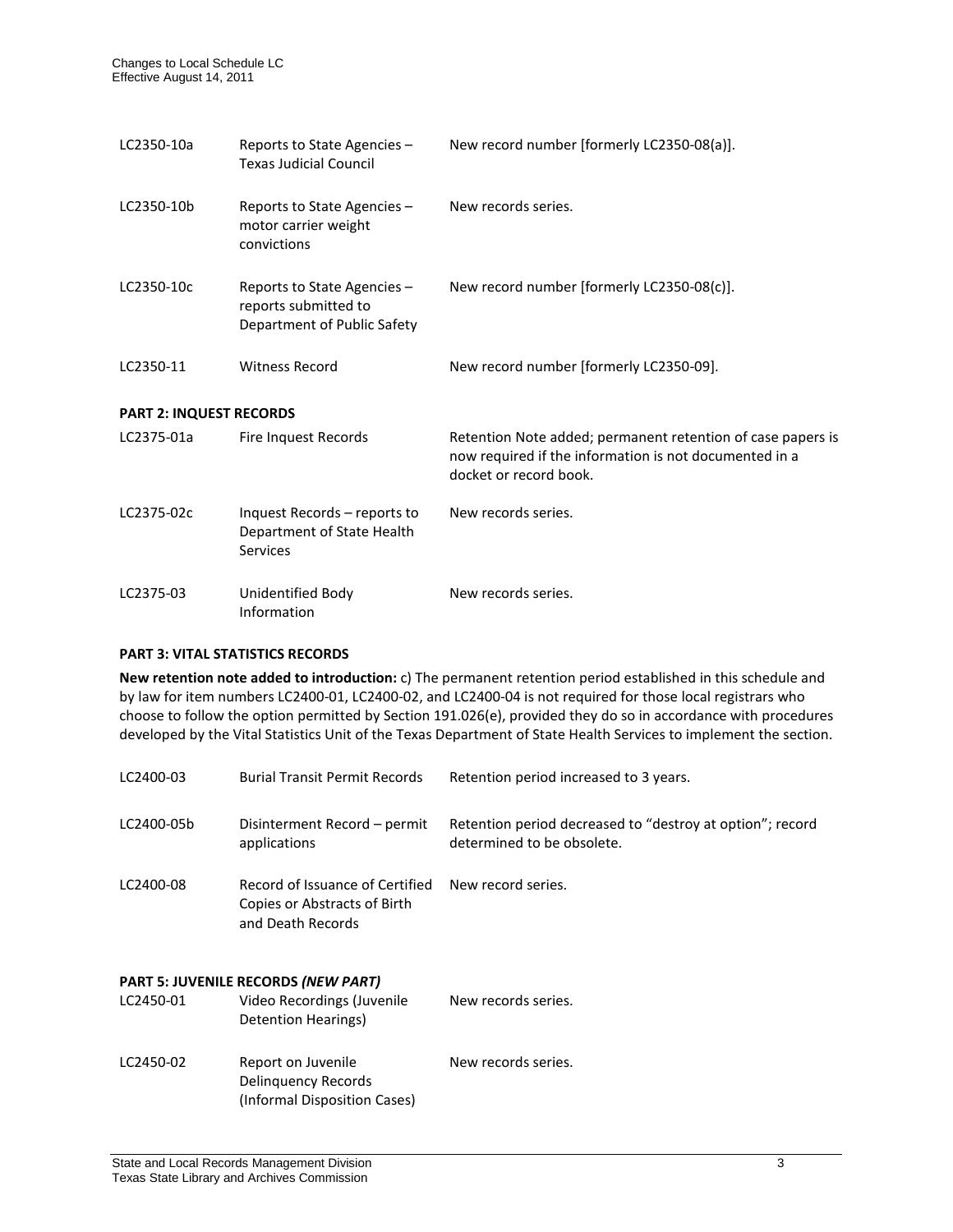| | | |
|---|---|---|
| LC2350-10a | Reports to State Agencies – Texas Judicial Council | New record number [formerly LC2350-08(a)]. |
| LC2350-10b | Reports to State Agencies – motor carrier weight convictions | New records series. |
| LC2350-10c | Reports to State Agencies – reports submitted to Department of Public Safety | New record number [formerly LC2350-08(c)]. |
| LC2350-11 | Witness Record | New record number [formerly LC2350-09]. |

**PART 2: INQUEST RECORDS**

| | | |
|---|---|---|
| LC2375-01a | Fire Inquest Records | Retention Note added; permanent retention of case papers is now required if the information is not documented in a docket or record book. |
| LC2375-02c | Inquest Records – reports to Department of State Health Services | New records series. |
| LC2375-03 | Unidentified Body Information | New records series. |

**PART 3: VITAL STATISTICS RECORDS**

**New retention note added to introduction:** c) The permanent retention period established in this schedule and by law for item numbers LC2400-01, LC2400-02, and LC2400-04 is not required for those local registrars who choose to follow the option permitted by Section 191.026(e), provided they do so in accordance with procedures developed by the Vital Statistics Unit of the Texas Department of State Health Services to implement the section.

| | | |
|---|---|---|
| LC2400-03 | Burial Transit Permit Records | Retention period increased to 3 years. |
| LC2400-05b | Disinterment Record – permit applications | Retention period decreased to "destroy at option"; record determined to be obsolete. |
| LC2400-08 | Record of Issuance of Certified Copies or Abstracts of Birth and Death Records | New record series. |

**PART 5: JUVENILE RECORDS *(NEW PART)***

| | | |
|---|---|---|
| LC2450-01 | Video Recordings (Juvenile Detention Hearings) | New records series. |
| LC2450-02 | Report on Juvenile Delinquency Records (Informal Disposition Cases) | New records series. |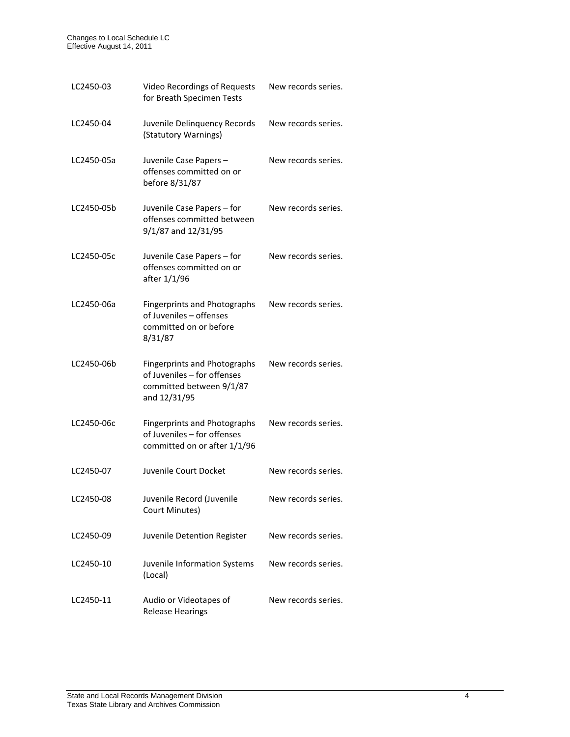| | | |
|---|---|---|
| LC2450-03 | Video Recordings of Requests for Breath Specimen Tests | New records series. |
| LC2450-04 | Juvenile Delinquency Records (Statutory Warnings) | New records series. |
| LC2450-05a | Juvenile Case Papers – offenses committed on or before 8/31/87 | New records series. |
| LC2450-05b | Juvenile Case Papers – for offenses committed between 9/1/87 and 12/31/95 | New records series. |
| LC2450-05c | Juvenile Case Papers – for offenses committed on or after 1/1/96 | New records series. |
| LC2450-06a | Fingerprints and Photographs of Juveniles – offenses committed on or before 8/31/87 | New records series. |
| LC2450-06b | Fingerprints and Photographs of Juveniles – for offenses committed between 9/1/87 and 12/31/95 | New records series. |
| LC2450-06c | Fingerprints and Photographs of Juveniles – for offenses committed on or after 1/1/96 | New records series. |
| LC2450-07 | Juvenile Court Docket | New records series. |
| LC2450-08 | Juvenile Record (Juvenile Court Minutes) | New records series. |
| LC2450-09 | Juvenile Detention Register | New records series. |
| LC2450-10 | Juvenile Information Systems (Local) | New records series. |
| LC2450-11 | Audio or Videotapes of Release Hearings | New records series. |